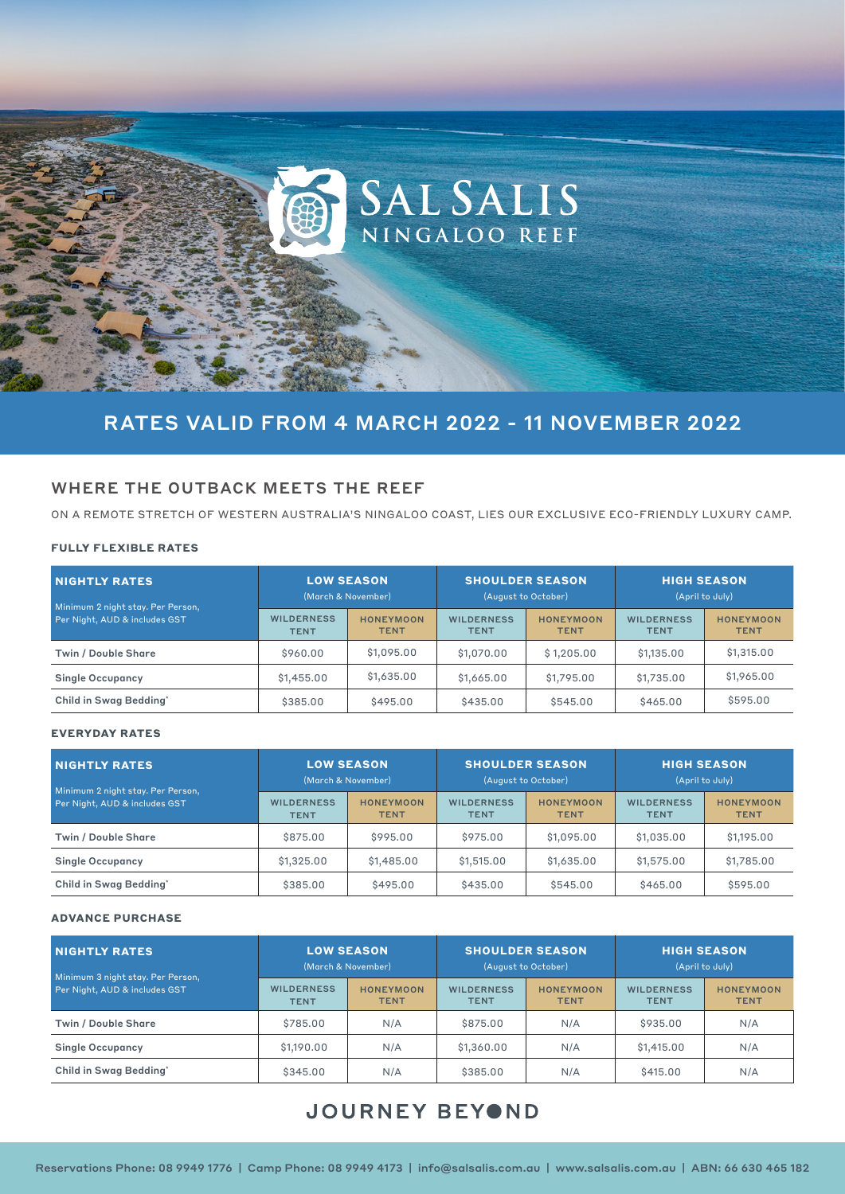# SAL SALIS NINGALOO REEF

## RATES VALID FROM 4 MARCH 2022 - 11 NOVEMBER 2022

## WHERE THE OUTBACK MEETS THE REEF

ON A REMOTE STRETCH OF WESTERN AUSTRALIA'S NINGALOO COAST, LIES OUR EXCLUSIVE ECO-FRIENDLY LUXURY CAMP.

### FULLY FLEXIBLE RATES

| NIGHTLY RATES<br>Minimum 2 night stay. Per Person, Per Night, AUD & includes GST | LOW SEASON (March & November) | | SHOULDER SEASON (August to October) | | HIGH SEASON (April to July) | |
|---|---|---|---|---|---|---|
| | WILDERNESS TENT | HONEYMOON TENT | WILDERNESS TENT | HONEYMOON TENT | WILDERNESS TENT | HONEYMOON TENT |
| Twin / Double Share | $960.00 | $1,095.00 | $1,070.00 | $ 1,205.00 | $1,135.00 | $1,315.00 |
| Single Occupancy | $1,455.00 | $1,635.00 | $1,665.00 | $1,795.00 | $1,735.00 | $1,965.00 |
| Child in Swag Bedding* | $385.00 | $495.00 | $435.00 | $545.00 | $465.00 | $595.00 |

### EVERYDAY RATES

| NIGHTLY RATES<br>Minimum 2 night stay. Per Person, Per Night, AUD & includes GST | LOW SEASON (March & November) | | SHOULDER SEASON (August to October) | | HIGH SEASON (April to July) | |
|---|---|---|---|---|---|---|
| | WILDERNESS TENT | HONEYMOON TENT | WILDERNESS TENT | HONEYMOON TENT | WILDERNESS TENT | HONEYMOON TENT |
| Twin / Double Share | $875.00 | $995.00 | $975.00 | $1,095.00 | $1,035.00 | $1,195.00 |
| Single Occupancy | $1,325.00 | $1,485.00 | $1,515.00 | $1,635.00 | $1,575.00 | $1,785.00 |
| Child in Swag Bedding* | $385.00 | $495.00 | $435.00 | $545.00 | $465.00 | $595.00 |

### ADVANCE PURCHASE

| NIGHTLY RATES<br>Minimum 3 night stay. Per Person, Per Night, AUD & includes GST | LOW SEASON (March & November) | | SHOULDER SEASON (August to October) | | HIGH SEASON (April to July) | |
|---|---|---|---|---|---|---|
| | WILDERNESS TENT | HONEYMOON TENT | WILDERNESS TENT | HONEYMOON TENT | WILDERNESS TENT | HONEYMOON TENT |
| Twin / Double Share | $785.00 | N/A | $875.00 | N/A | $935.00 | N/A |
| Single Occupancy | $1,190.00 | N/A | $1,360.00 | N/A | $1,415.00 | N/A |
| Child in Swag Bedding* | $345.00 | N/A | $385.00 | N/A | $415.00 | N/A |

JOURNEY BEYOND

Reservations Phone: 08 9949 1776 | Camp Phone: 08 9949 4173 | info@salsalis.com.au | www.salsalis.com.au | ABN: 66 630 465 182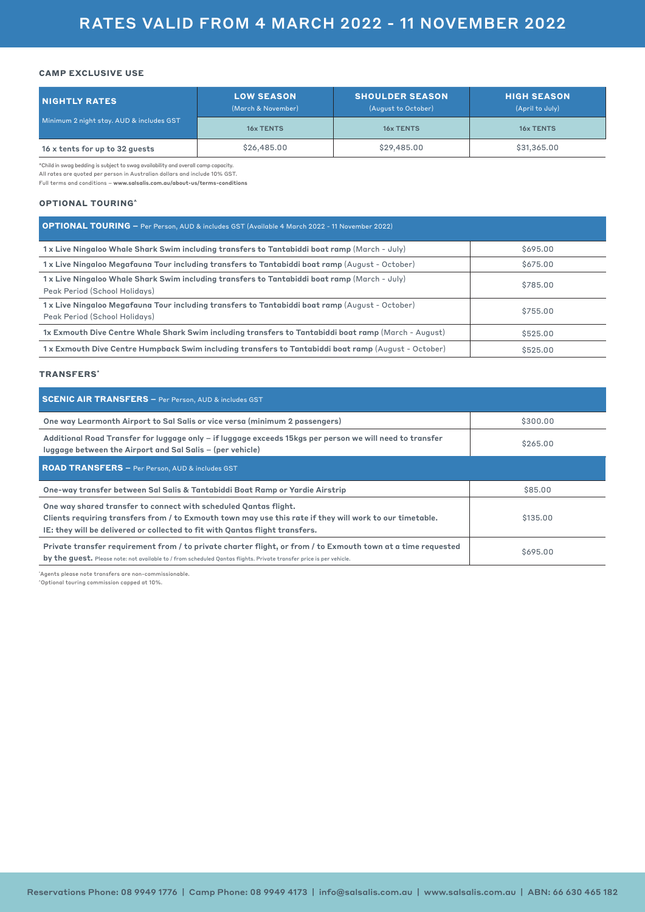# RATES VALID FROM 4 MARCH 2022 - 11 NOVEMBER 2022

### CAMP EXCLUSIVE USE

| NIGHTLY RATES<br>Minimum 2 night stay. AUD & includes GST | LOW SEASON<br>(March & November)<br>16x TENTS | SHOULDER SEASON<br>(August to October)<br>16x TENTS | HIGH SEASON<br>(April to July)<br>16x TENTS |
|---|---|---|---|
| 16 x tents for up to 32 guests | $26,485.00 | $29,485.00 | $31,365.00 |

*Child in swag bedding is subject to swag availability and overall camp capacity.
All rates are quoted per person in Australian dollars and include 10% GST.
Full terms and conditions – www.salsalis.com.au/about-us/terms-conditions

### OPTIONAL TOURING^

| OPTIONAL TOURING – Per Person, AUD & includes GST (Available 4 March 2022 - 11 November 2022) | |
|---|---|
| **1 x Live Ningaloo Whale Shark Swim including transfers to Tantabiddi boat ramp** (March - July) | $695.00 |
| **1 x Live Ningaloo Megafauna Tour including transfers to Tantabiddi boat ramp** (August - October) | $675.00 |
| **1 x Live Ningaloo Whale Shark Swim including transfers to Tantabiddi boat ramp** (March - July)<br>Peak Period (School Holidays) | $785.00 |
| **1 x Live Ningaloo Megafauna Tour including transfers to Tantabiddi boat ramp** (August - October)<br>Peak Period (School Holidays) | $755.00 |
| **1x Exmouth Dive Centre Whale Shark Swim including transfers to Tantabiddi boat ramp** (March - August) | $525.00 |
| **1 x Exmouth Dive Centre Humpback Swim including transfers to Tantabiddi boat ramp** (August - October) | $525.00 |

### TRANSFERS*

| SCENIC AIR TRANSFERS – Per Person, AUD & includes GST | |
|---|---|
| **One way Learmonth Airport to Sal Salis or vice versa (minimum 2 passengers)** | $300.00 |
| **Additional Road Transfer for luggage only – if luggage exceeds 15kgs per person we will need to transfer luggage between the Airport and Sal Salis – (per vehicle)** | $265.00 |
| **ROAD TRANSFERS** – Per Person, AUD & includes GST | |
| **One-way transfer between Sal Salis & Tantabiddi Boat Ramp or Yardie Airstrip** | $85.00 |
| **One way shared transfer to connect with scheduled Qantas flight.**<br>**Clients requiring transfers from / to Exmouth town may use this rate if they will work to our timetable.**<br>**IE: they will be delivered or collected to fit with Qantas flight transfers.** | $135.00 |
| **Private transfer requirement from / to private charter flight, or from / to Exmouth town at a time requested by the guest.** Please note: not available to / from scheduled Qantas flights. Private transfer price is per vehicle. | $695.00 |

*Agents please note transfers are non-commissionable.
^Optional touring commission capped at 10%.

Reservations Phone: 08 9949 1776 | Camp Phone: 08 9949 4173 | info@salsalis.com.au | www.salsalis.com.au | ABN: 66 630 465 182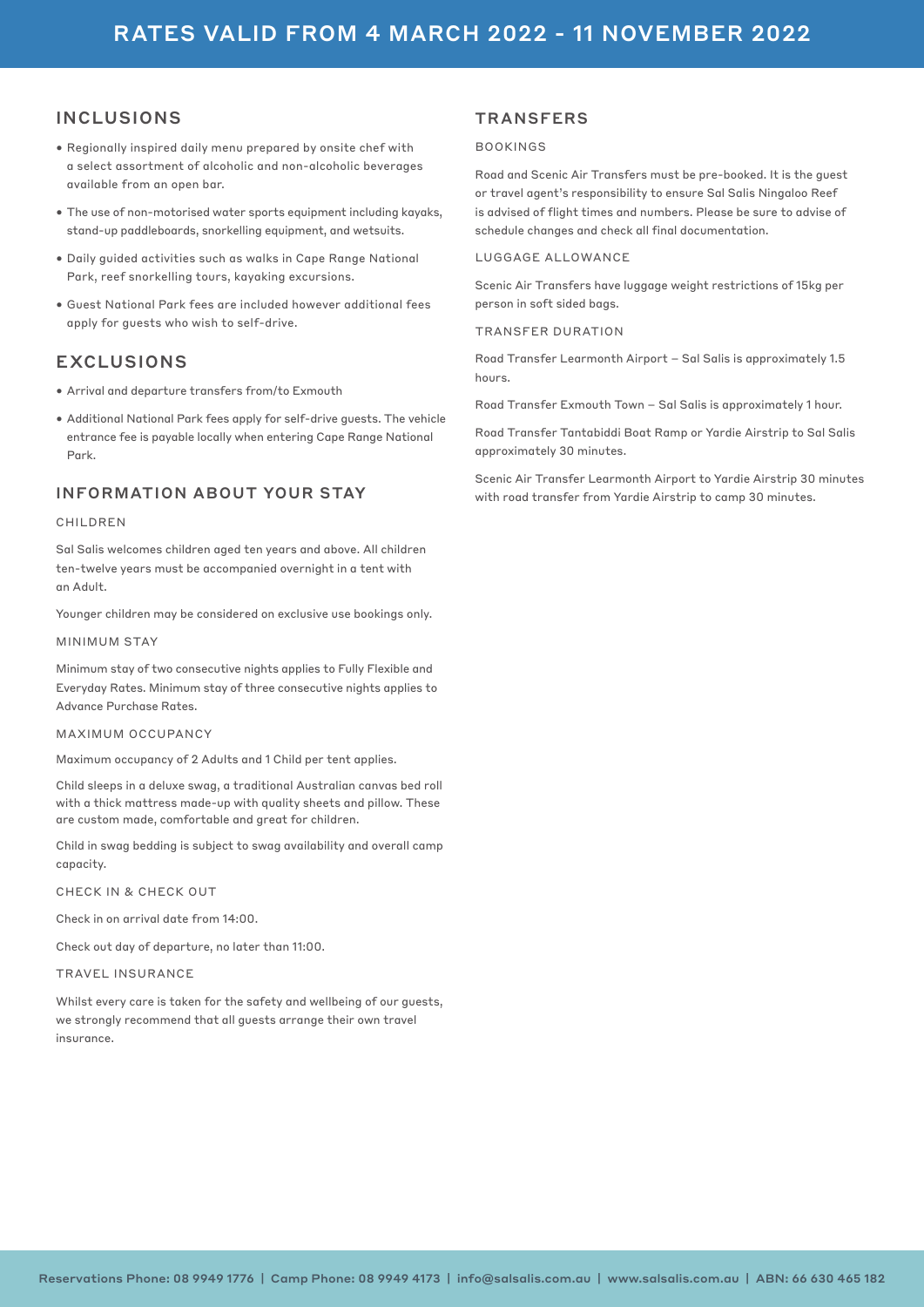# RATES VALID FROM 4 MARCH 2022 - 11 NOVEMBER 2022

## INCLUSIONS

- Regionally inspired daily menu prepared by onsite chef with a select assortment of alcoholic and non-alcoholic beverages available from an open bar.
- The use of non-motorised water sports equipment including kayaks, stand-up paddleboards, snorkelling equipment, and wetsuits.
- Daily guided activities such as walks in Cape Range National Park, reef snorkelling tours, kayaking excursions.
- Guest National Park fees are included however additional fees apply for guests who wish to self-drive.

## EXCLUSIONS

- Arrival and departure transfers from/to Exmouth
- Additional National Park fees apply for self-drive guests. The vehicle entrance fee is payable locally when entering Cape Range National Park.

## INFORMATION ABOUT YOUR STAY

### CHILDREN

Sal Salis welcomes children aged ten years and above. All children ten-twelve years must be accompanied overnight in a tent with an Adult.

Younger children may be considered on exclusive use bookings only.

### MINIMUM STAY

Minimum stay of two consecutive nights applies to Fully Flexible and Everyday Rates. Minimum stay of three consecutive nights applies to Advance Purchase Rates.

### MAXIMUM OCCUPANCY

Maximum occupancy of 2 Adults and 1 Child per tent applies.

Child sleeps in a deluxe swag, a traditional Australian canvas bed roll with a thick mattress made-up with quality sheets and pillow. These are custom made, comfortable and great for children.

Child in swag bedding is subject to swag availability and overall camp capacity.

### CHECK IN & CHECK OUT

Check in on arrival date from 14:00.

Check out day of departure, no later than 11:00.

### TRAVEL INSURANCE

Whilst every care is taken for the safety and wellbeing of our guests, we strongly recommend that all guests arrange their own travel insurance.

## TRANSFERS

### BOOKINGS

Road and Scenic Air Transfers must be pre-booked. It is the guest or travel agent's responsibility to ensure Sal Salis Ningaloo Reef is advised of flight times and numbers. Please be sure to advise of schedule changes and check all final documentation.

### LUGGAGE ALLOWANCE

Scenic Air Transfers have luggage weight restrictions of 15kg per person in soft sided bags.

### TRANSFER DURATION

Road Transfer Learmonth Airport – Sal Salis is approximately 1.5 hours.

Road Transfer Exmouth Town – Sal Salis is approximately 1 hour.

Road Transfer Tantabiddi Boat Ramp or Yardie Airstrip to Sal Salis approximately 30 minutes.

Scenic Air Transfer Learmonth Airport to Yardie Airstrip 30 minutes with road transfer from Yardie Airstrip to camp 30 minutes.

**Reservations Phone: 08 9949 1776 | Camp Phone: 08 9949 4173 | info@salsalis.com.au | www.salsalis.com.au | ABN: 66 630 465 182**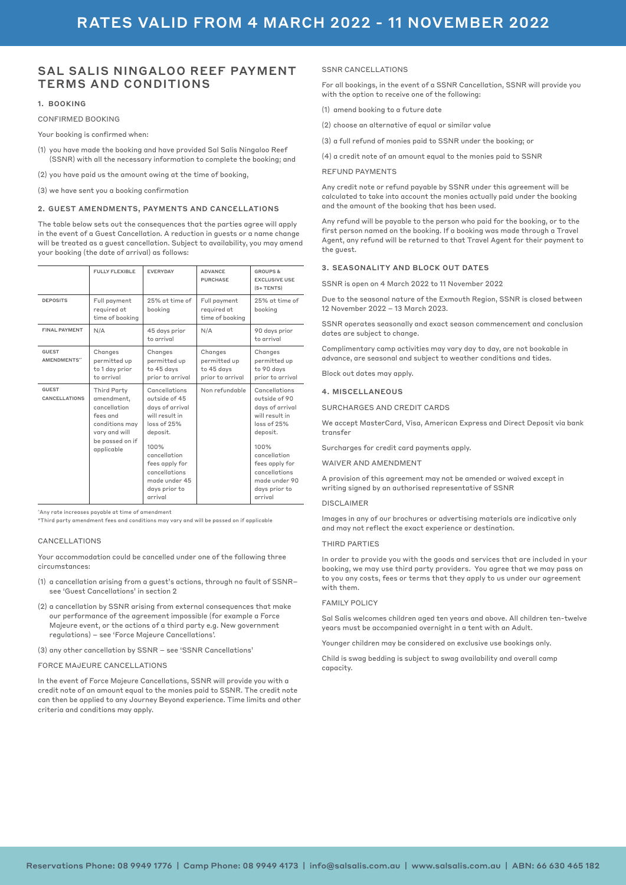# RATES VALID FROM 4 MARCH 2022 - 11 NOVEMBER 2022

## SAL SALIS NINGALOO REEF PAYMENT TERMS AND CONDITIONS

### 1. BOOKING

CONFIRMED BOOKING

Your booking is confirmed when:

(1) you have made the booking and have provided Sal Salis Ningaloo Reef (SSNR) with all the necessary information to complete the booking; and

(2) you have paid us the amount owing at the time of booking,

(3) we have sent you a booking confirmation

### 2. GUEST AMENDMENTS, PAYMENTS AND CANCELLATIONS

The table below sets out the consequences that the parties agree will apply in the event of a Guest Cancellation. A reduction in guests or a name change will be treated as a guest cancellation. Subject to availability, you may amend your booking (the date of arrival) as follows:

| | FULLY FLEXIBLE | EVERYDAY | ADVANCE PURCHASE | GROUPS & EXCLUSIVE USE (5+ TENTS) |
|---|---|---|---|---|
| DEPOSITS | Full payment required at time of booking | 25% at time of booking | Full payment required at time of booking | 25% at time of booking |
| FINAL PAYMENT | N/A | 45 days prior to arrival | N/A | 90 days prior to arrival |
| GUEST AMENDMENTS'* | Changes permitted up to 1 day prior to arrival | Changes permitted up to 45 days prior to arrival | Changes permitted up to 45 days prior to arrival | Changes permitted up to 90 days prior to arrival |
| GUEST CANCELLATIONS | Third Party amendment, cancellation fees and conditions may vary and will be passed on if applicable | Cancellations outside of 45 days of arrival will result in loss of 25% deposit. 100% cancellation fees apply for cancellations made under 45 days prior to arrival | Non refundable | Cancellations outside of 90 days of arrival will result in loss of 25% deposit. 100% cancellation fees apply for cancellations made under 90 days prior to arrival |

'Any rate increases payable at time of amendment

*Third party amendment fees and conditions may vary and will be passed on if applicable

CANCELLATIONS

Your accommodation could be cancelled under one of the following three circumstances:

(1) a cancellation arising from a guest's actions, through no fault of SSNR– see 'Guest Cancellations' in section 2

(2) a cancellation by SSNR arising from external consequences that make our performance of the agreement impossible (for example a Force Majeure event, or the actions of a third party e.g. New government regulations) – see 'Force Majeure Cancellations'.

(3) any other cancellation by SSNR – see 'SSNR Cancellations'

FORCE MAJEURE CANCELLATIONS

In the event of Force Majeure Cancellations, SSNR will provide you with a credit note of an amount equal to the monies paid to SSNR. The credit note can then be applied to any Journey Beyond experience. Time limits and other criteria and conditions may apply.

SSNR CANCELLATIONS

For all bookings, in the event of a SSNR Cancellation, SSNR will provide you with the option to receive one of the following:

(1) amend booking to a future date

(2) choose an alternative of equal or similar value

(3) a full refund of monies paid to SSNR under the booking; or

(4) a credit note of an amount equal to the monies paid to SSNR

REFUND PAYMENTS

Any credit note or refund payable by SSNR under this agreement will be calculated to take into account the monies actually paid under the booking and the amount of the booking that has been used.

Any refund will be payable to the person who paid for the booking, or to the first person named on the booking. If a booking was made through a Travel Agent, any refund will be returned to that Travel Agent for their payment to the guest.

### 3. SEASONALITY AND BLOCK OUT DATES

SSNR is open on 4 March 2022 to 11 November 2022

Due to the seasonal nature of the Exmouth Region, SSNR is closed between 12 November 2022 – 13 March 2023.

SSNR operates seasonally and exact season commencement and conclusion dates are subject to change.

Complimentary camp activities may vary day to day, are not bookable in advance, are seasonal and subject to weather conditions and tides.

Block out dates may apply.

### 4. MISCELLANEOUS

SURCHARGES AND CREDIT CARDS

We accept MasterCard, Visa, American Express and Direct Deposit via bank transfer

Surcharges for credit card payments apply.

WAIVER AND AMENDMENT

A provision of this agreement may not be amended or waived except in writing signed by an authorised representative of SSNR

DISCLAIMER

Images in any of our brochures or advertising materials are indicative only and may not reflect the exact experience or destination.

THIRD PARTIES

In order to provide you with the goods and services that are included in your booking, we may use third party providers. You agree that we may pass on to you any costs, fees or terms that they apply to us under our agreement with them.

FAMILY POLICY

Sal Salis welcomes children aged ten years and above. All children ten-twelve years must be accompanied overnight in a tent with an Adult.

Younger children may be considered on exclusive use bookings only.

Child is swag bedding is subject to swag availability and overall camp capacity.

Reservations Phone: 08 9949 1776 | Camp Phone: 08 9949 4173 | info@salsalis.com.au | www.salsalis.com.au | ABN: 66 630 465 182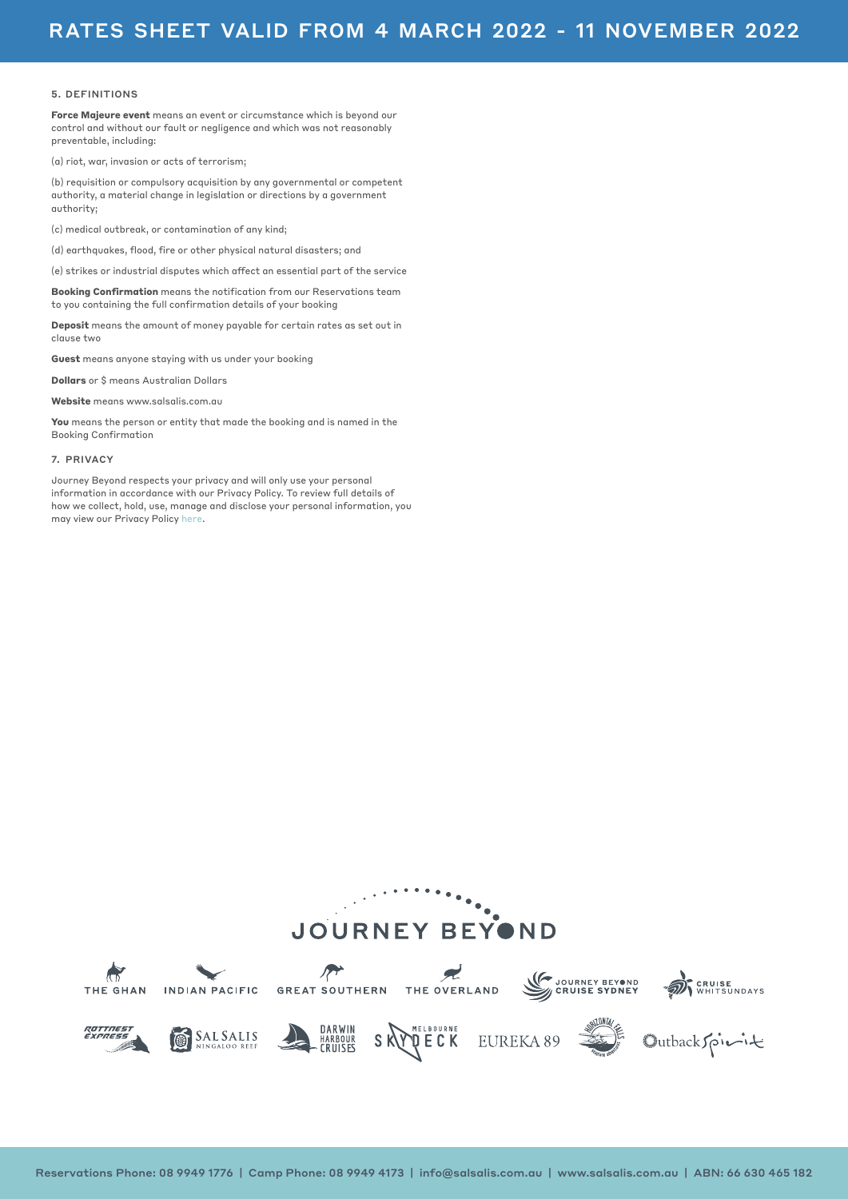# RATES SHEET VALID FROM 4 MARCH 2022 - 11 NOVEMBER 2022

### 5. DEFINITIONS

**Force Majeure event** means an event or circumstance which is beyond our control and without our fault or negligence and which was not reasonably preventable, including:

(a) riot, war, invasion or acts of terrorism;

(b) requisition or compulsory acquisition by any governmental or competent authority, a material change in legislation or directions by a government authority;

(c) medical outbreak, or contamination of any kind;

(d) earthquakes, flood, fire or other physical natural disasters; and

(e) strikes or industrial disputes which affect an essential part of the service

**Booking Confirmation** means the notification from our Reservations team to you containing the full confirmation details of your booking

**Deposit** means the amount of money payable for certain rates as set out in clause two

**Guest** means anyone staying with us under your booking

**Dollars** or $ means Australian Dollars

**Website** means www.salsalis.com.au

**You** means the person or entity that made the booking and is named in the Booking Confirmation

### 7. PRIVACY

Journey Beyond respects your privacy and will only use your personal information in accordance with our Privacy Policy. To review full details of how we collect, hold, use, manage and disclose your personal information, you may view our Privacy Policy here.

JOURNEY BEYOND

THE GHAN | INDIAN PACIFIC | GREAT SOUTHERN | THE OVERLAND | JOURNEY BEYOND CRUISE SYDNEY | CRUISE WHITSUNDAYS

ROTTNEST EXPRESS | SAL SALIS NINGALOO REEF | DARWIN HARBOUR CRUISES | MELBOURNE SKYDECK | EUREKA 89 | HORIZONTAL FALLS | Outback Spirit

Reservations Phone: 08 9949 1776 | Camp Phone: 08 9949 4173 | info@salsalis.com.au | www.salsalis.com.au | ABN: 66 630 465 182